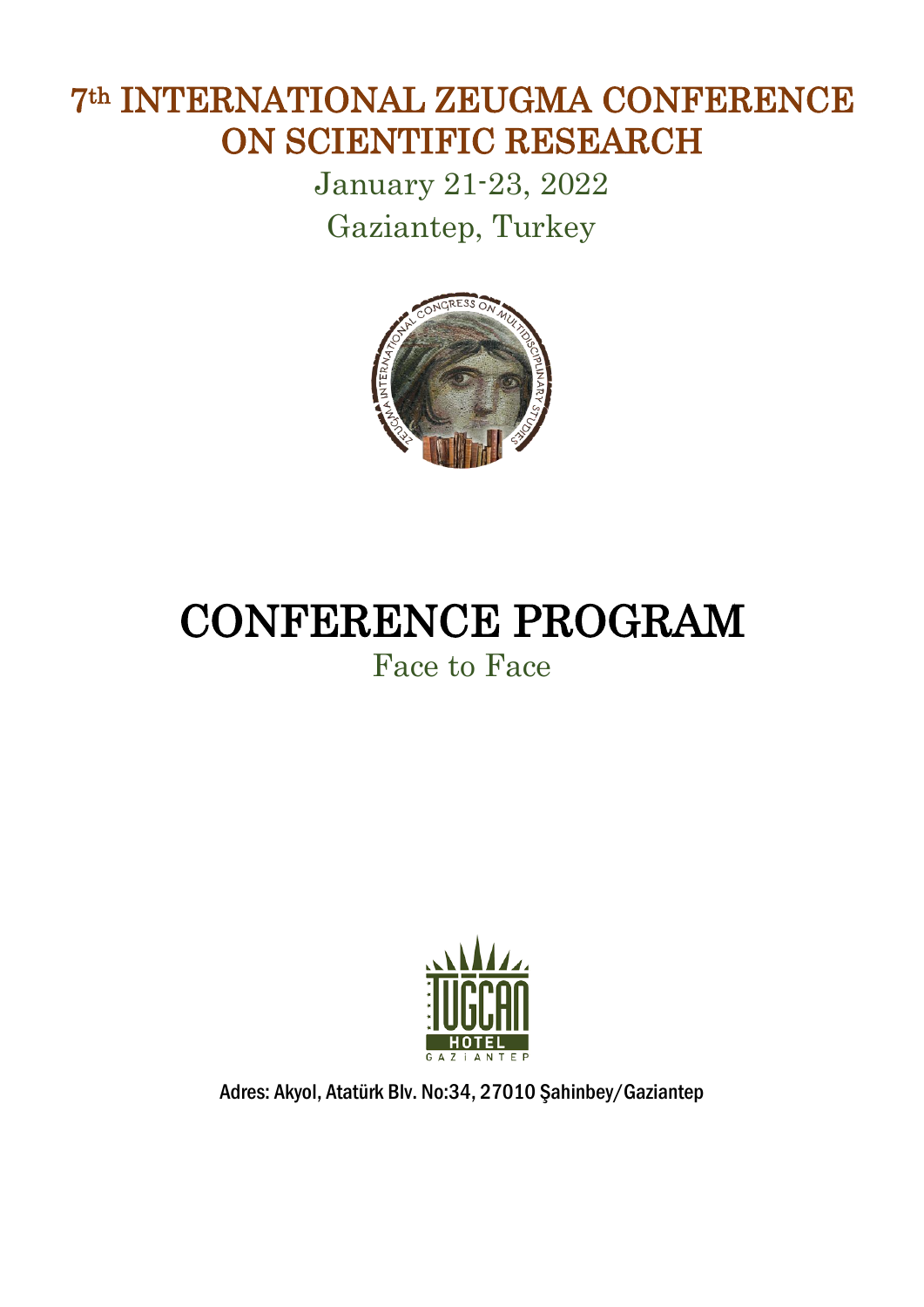# 7th INTERNATIONAL ZEUGMA CONFERENCE ON SCIENTIFIC RESEARCH

January 21-23, 2022

Gaziantep, Turkey

# CONFERENCE PROGRAM

Face to Face

Adres: Akyol, Atatürk Blv. No:34, 27010 Şahinbey/Gaziantep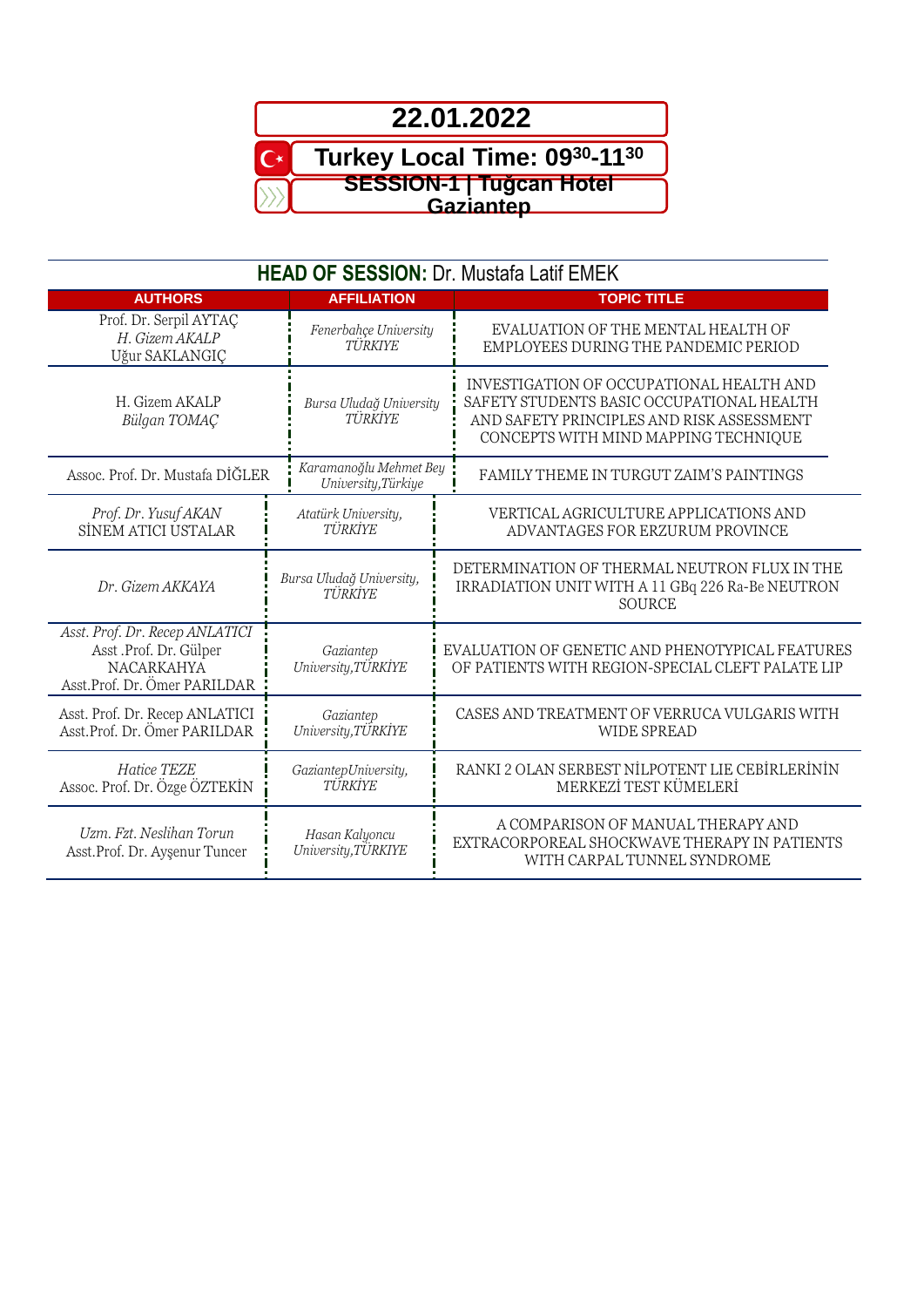# 22.01.2022

**Turkey Local Time: 09[30]-11[30]**

**SESSION-1 | Tuğcan Hotel Gaziantep**

**HEAD OF SESSION:** Dr. Mustafa Latif EMEK

| AUTHORS | AFFILIATION | TOPIC TITLE |
|---|---|---|
| Prof. Dr. Serpil AYTAÇ<br>*H. Gizem AKALP*<br>Uğur SAKLANGIÇ | *Fenerbahçe University TÜRKİYE* | EVALUATION OF THE MENTAL HEALTH OF EMPLOYEES DURING THE PANDEMIC PERIOD |
| H. Gizem AKALP<br>*Bülgan TOMAÇ* | *Bursa Uludağ University TÜRKİYE* | INVESTIGATION OF OCCUPATIONAL HEALTH AND SAFETY STUDENTS BASIC OCCUPATIONAL HEALTH AND SAFETY PRINCIPLES AND RISK ASSESSMENT CONCEPTS WITH MIND MAPPING TECHNIQUE |
| Assoc. Prof. Dr. Mustafa DİĞLER | *Karamanoğlu Mehmet Bey University,Türkiye* | FAMILY THEME IN TURGUT ZAIM'S PAINTINGS |
| *Prof. Dr. Yusuf AKAN*<br>SİNEM ATICI USTALAR | *Atatürk University, TÜRKİYE* | VERTICAL AGRICULTURE APPLICATIONS AND ADVANTAGES FOR ERZURUM PROVINCE |
| *Dr. Gizem AKKAYA* | *Bursa Uludağ University, TÜRKİYE* | DETERMINATION OF THERMAL NEUTRON FLUX IN THE IRRADIATION UNIT WITH A 11 GBq 226 Ra-Be NEUTRON SOURCE |
| *Asst. Prof. Dr. Recep ANLATICI*<br>Asst .Prof. Dr. Gülper NACARKAHYA<br>Asst.Prof. Dr. Ömer PARILDAR | *Gaziantep University,TÜRKİYE* | EVALUATION OF GENETIC AND PHENOTYPICAL FEATURES OF PATIENTS WITH REGION-SPECIAL CLEFT PALATE LIP |
| Asst. Prof. Dr. Recep ANLATICI<br>Asst.Prof. Dr. Ömer PARILDAR | *Gaziantep University,TÜRKİYE* | CASES AND TREATMENT OF VERRUCA VULGARIS WITH WIDE SPREAD |
| *Hatice TEZE*<br>Assoc. Prof. Dr. Özge ÖZTEKİN | *GaziantepUniversity, TÜRKİYE* | RANKI 2 OLAN SERBEST NİLPOTENT LIE CEBİRLERİNİN MERKEZİ TEST KÜMELERİ |
| *Uzm. Fzt. Neslihan Torun*<br>Asst.Prof. Dr. Ayşenur Tuncer | *Hasan Kalyoncu University,TÜRKIYE* | A COMPARISON OF MANUAL THERAPY AND EXTRACORPOREAL SHOCKWAVE THERAPY IN PATIENTS WITH CARPAL TUNNEL SYNDROME |